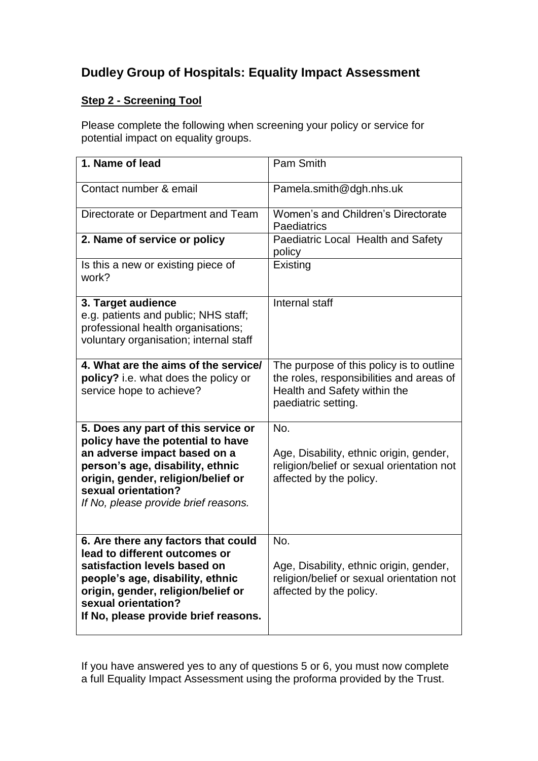# Dudley Group of Hospitals: Equality Impact Assessment

**Step 2 - Screening Tool**

Please complete the following when screening your policy or service for potential impact on equality groups.

| | |
|---|---|
| **1. Name of lead** | Pam Smith |
| Contact number & email | Pamela.smith@dgh.nhs.uk |
| Directorate or Department and Team | Women's and Children's Directorate Paediatrics |
| **2. Name of service or policy** | Paediatric Local Health and Safety policy |
| Is this a new or existing piece of work? | Existing |
| **3. Target audience** e.g. patients and public; NHS staff; professional health organisations; voluntary organisation; internal staff | Internal staff |
| **4. What are the aims of the service/ policy?** i.e. what does the policy or service hope to achieve? | The purpose of this policy is to outline the roles, responsibilities and areas of Health and Safety within the paediatric setting. |
| **5. Does any part of this service or policy have the potential to have an adverse impact based on a person's age, disability, ethnic origin, gender, religion/belief or sexual orientation?** *If No, please provide brief reasons.* | No.<br><br>Age, Disability, ethnic origin, gender, religion/belief or sexual orientation not affected by the policy. |
| **6. Are there any factors that could lead to different outcomes or satisfaction levels based on people's age, disability, ethnic origin, gender, religion/belief or sexual orientation? If No, please provide brief reasons.** | No.<br><br>Age, Disability, ethnic origin, gender, religion/belief or sexual orientation not affected by the policy. |

If you have answered yes to any of questions 5 or 6, you must now complete a full Equality Impact Assessment using the proforma provided by the Trust.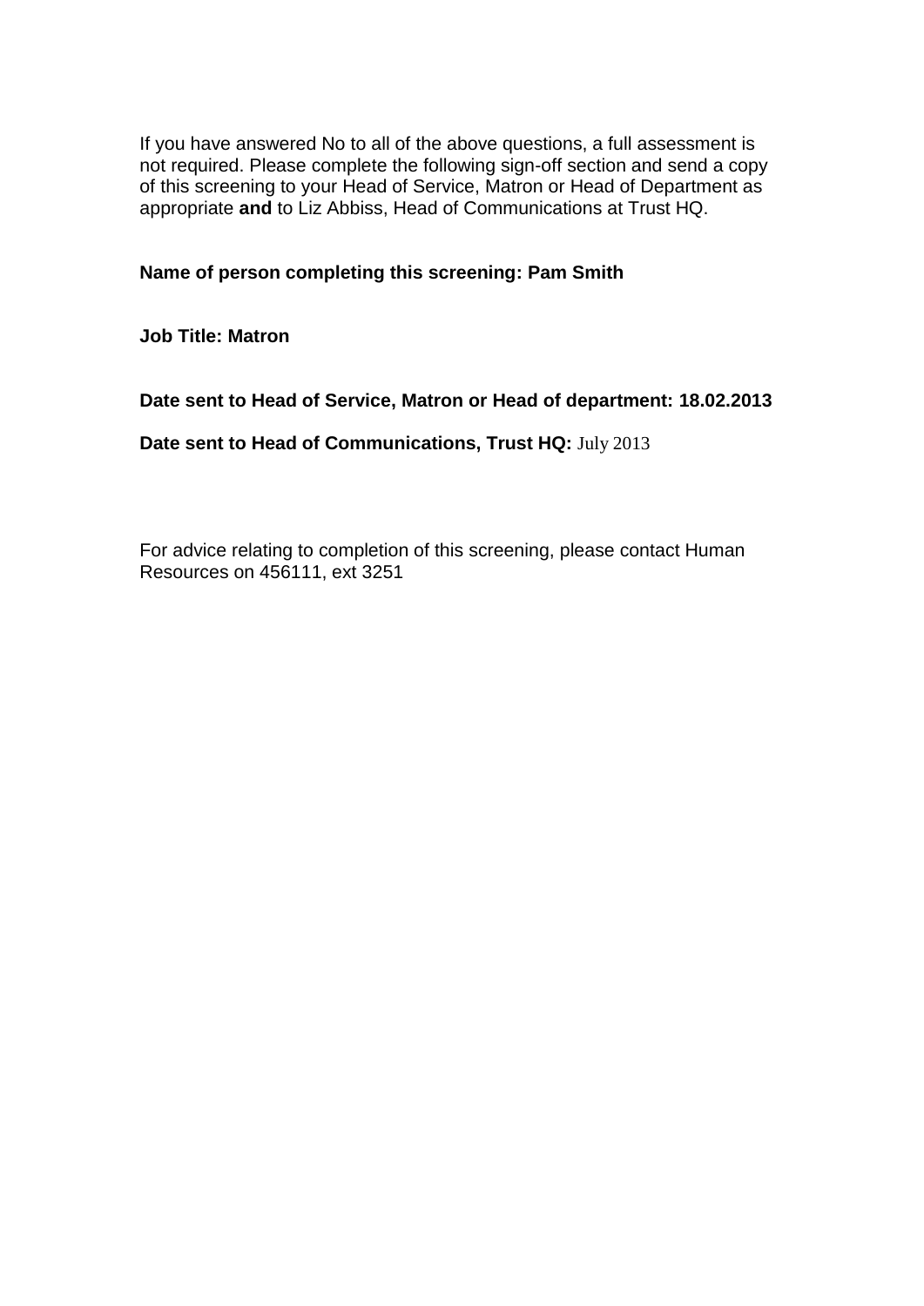If you have answered No to all of the above questions, a full assessment is not required. Please complete the following sign-off section and send a copy of this screening to your Head of Service, Matron or Head of Department as appropriate **and** to Liz Abbiss, Head of Communications at Trust HQ.

**Name of person completing this screening: Pam Smith**

**Job Title: Matron**

**Date sent to Head of Service, Matron or Head of department: 18.02.2013**

**Date sent to Head of Communications, Trust HQ:** July 2013

For advice relating to completion of this screening, please contact Human Resources on 456111, ext 3251